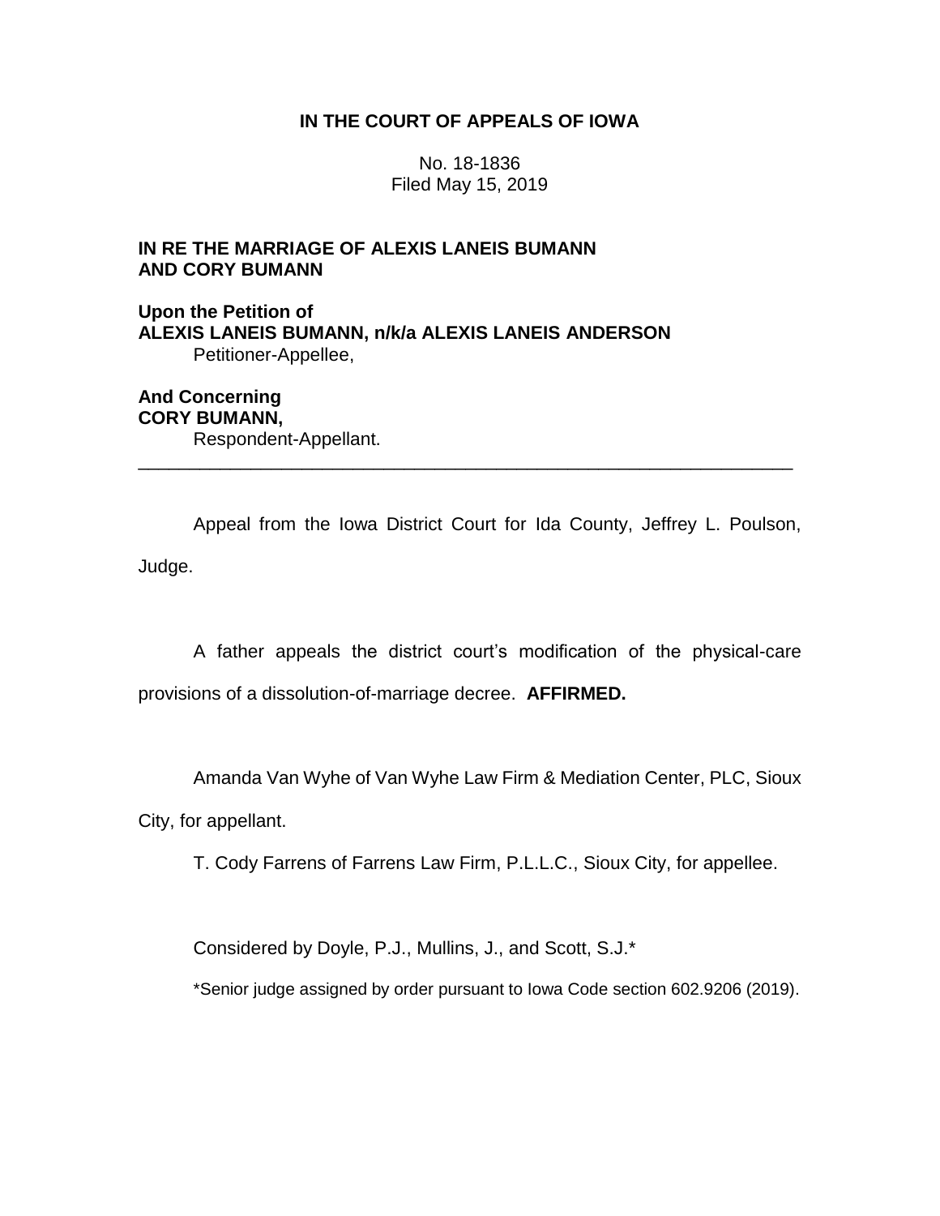**IN THE COURT OF APPEALS OF IOWA**

No. 18-1836
Filed May 15, 2019

**IN RE THE MARRIAGE OF ALEXIS LANEIS BUMANN AND CORY BUMANN**

**Upon the Petition of**
**ALEXIS LANEIS BUMANN, n/k/a ALEXIS LANEIS ANDERSON**
Petitioner-Appellee,

**And Concerning**
**CORY BUMANN,**
Respondent-Appellant.

---

Appeal from the Iowa District Court for Ida County, Jeffrey L. Poulson, Judge.

A father appeals the district court's modification of the physical-care provisions of a dissolution-of-marriage decree. **AFFIRMED.**

Amanda Van Wyhe of Van Wyhe Law Firm & Mediation Center, PLC, Sioux City, for appellant.

T. Cody Farrens of Farrens Law Firm, P.L.L.C., Sioux City, for appellee.

Considered by Doyle, P.J., Mullins, J., and Scott, S.J.*

*Senior judge assigned by order pursuant to Iowa Code section 602.9206 (2019).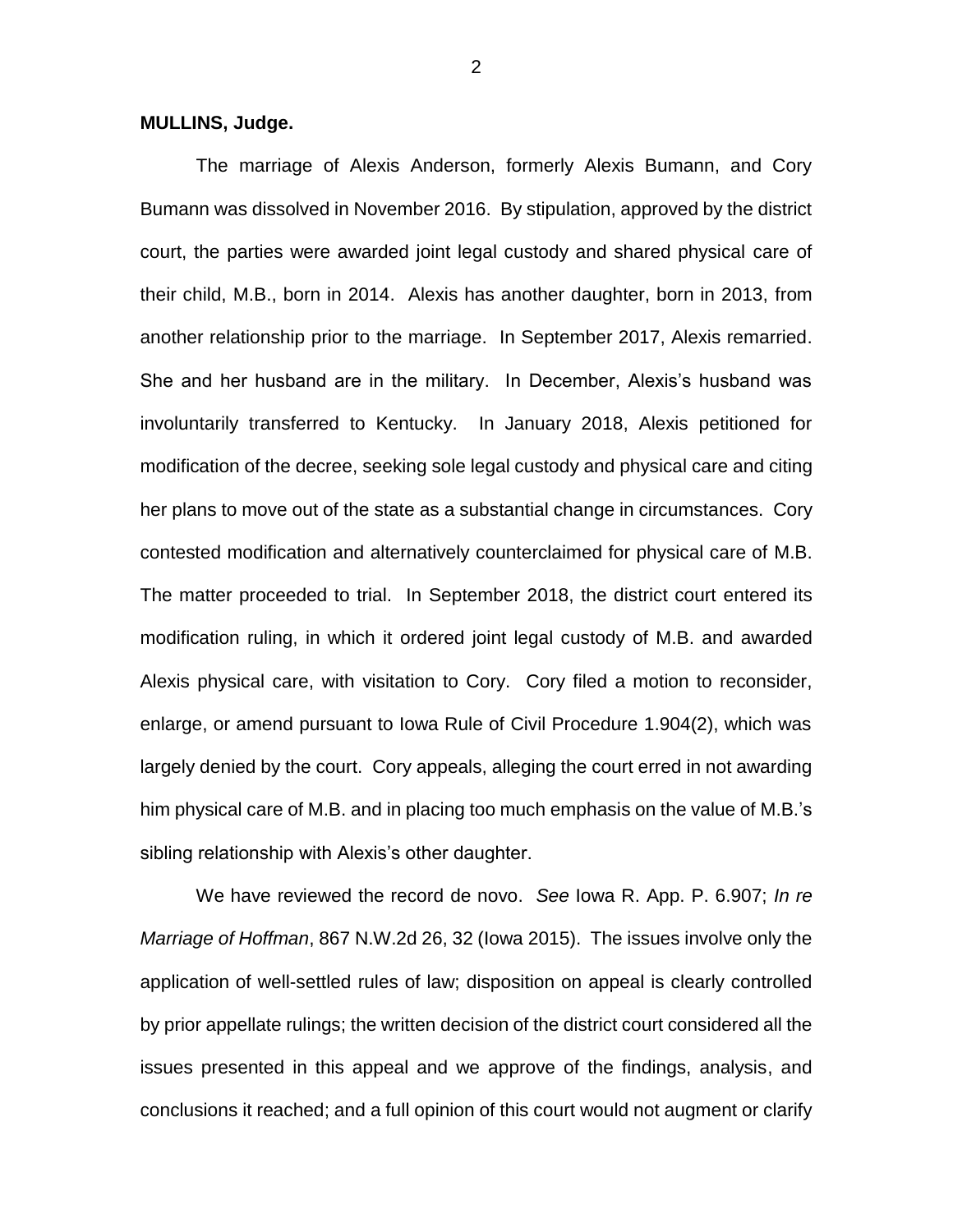**MULLINS, Judge.**

The marriage of Alexis Anderson, formerly Alexis Bumann, and Cory Bumann was dissolved in November 2016. By stipulation, approved by the district court, the parties were awarded joint legal custody and shared physical care of their child, M.B., born in 2014. Alexis has another daughter, born in 2013, from another relationship prior to the marriage. In September 2017, Alexis remarried. She and her husband are in the military. In December, Alexis's husband was involuntarily transferred to Kentucky. In January 2018, Alexis petitioned for modification of the decree, seeking sole legal custody and physical care and citing her plans to move out of the state as a substantial change in circumstances. Cory contested modification and alternatively counterclaimed for physical care of M.B. The matter proceeded to trial. In September 2018, the district court entered its modification ruling, in which it ordered joint legal custody of M.B. and awarded Alexis physical care, with visitation to Cory. Cory filed a motion to reconsider, enlarge, or amend pursuant to Iowa Rule of Civil Procedure 1.904(2), which was largely denied by the court. Cory appeals, alleging the court erred in not awarding him physical care of M.B. and in placing too much emphasis on the value of M.B.'s sibling relationship with Alexis's other daughter.

We have reviewed the record de novo. *See* Iowa R. App. P. 6.907; *In re Marriage of Hoffman*, 867 N.W.2d 26, 32 (Iowa 2015). The issues involve only the application of well-settled rules of law; disposition on appeal is clearly controlled by prior appellate rulings; the written decision of the district court considered all the issues presented in this appeal and we approve of the findings, analysis, and conclusions it reached; and a full opinion of this court would not augment or clarify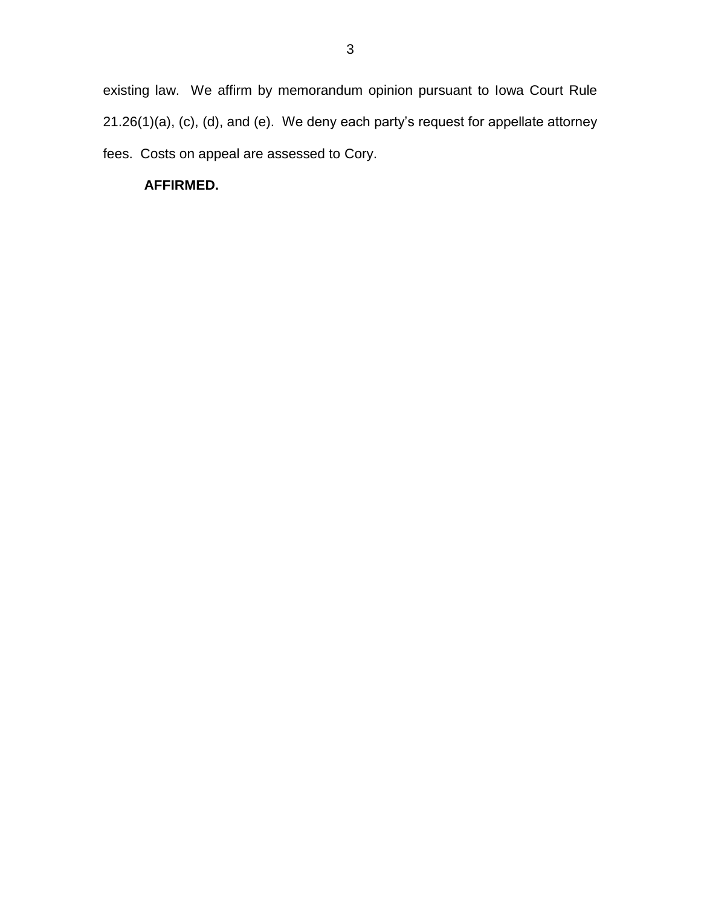existing law. We affirm by memorandum opinion pursuant to Iowa Court Rule 21.26(1)(a), (c), (d), and (e). We deny each party's request for appellate attorney fees. Costs on appeal are assessed to Cory.

**AFFIRMED.**